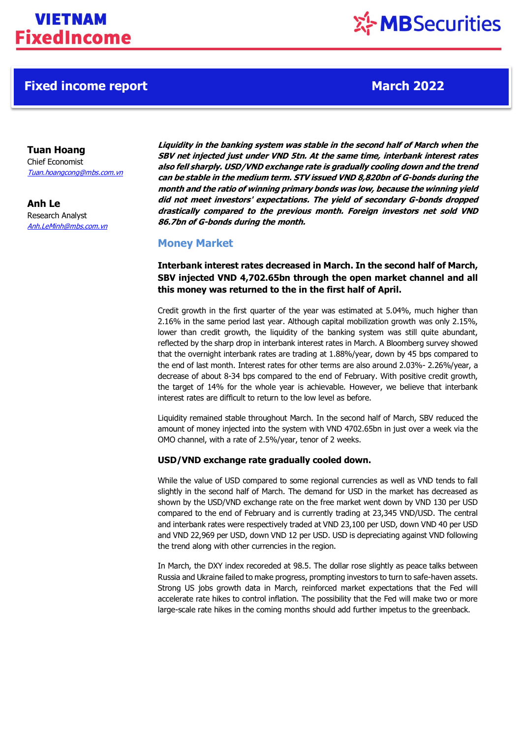# VIETNAM FixedIncome

MBSecurities

## Fixed income report — March 2022

**Tuan Hoang**
Chief Economist
*Tuan.hoangcong@mbs.com.vn*

**Anh Le**
Research Analyst
*Anh.LeMinh@mbs.com.vn*

***Liquidity in the banking system was stable in the second half of March when the SBV net injected just under VND 5tn. At the same time, interbank interest rates also fell sharply. USD/VND exchange rate is gradually cooling down and the trend can be stable in the medium term. STV issued VND 8,820bn of G-bonds during the month and the ratio of winning primary bonds was low, because the winning yield did not meet investors' expectations. The yield of secondary G-bonds dropped drastically compared to the previous month. Foreign investors net sold VND 86.7bn of G-bonds during the month.***

## Money Market

**Interbank interest rates decreased in March. In the second half of March, SBV injected VND 4,702.65bn through the open market channel and all this money was returned to the in the first half of April.**

Credit growth in the first quarter of the year was estimated at 5.04%, much higher than 2.16% in the same period last year. Although capital mobilization growth was only 2.15%, lower than credit growth, the liquidity of the banking system was still quite abundant, reflected by the sharp drop in interbank interest rates in March. A Bloomberg survey showed that the overnight interbank rates are trading at 1.88%/year, down by 45 bps compared to the end of last month. Interest rates for other terms are also around 2.03%- 2.26%/year, a decrease of about 8-34 bps compared to the end of February. With positive credit growth, the target of 14% for the whole year is achievable. However, we believe that interbank interest rates are difficult to return to the low level as before.

Liquidity remained stable throughout March. In the second half of March, SBV reduced the amount of money injected into the system with VND 4702.65bn in just over a week via the OMO channel, with a rate of 2.5%/year, tenor of 2 weeks.

### USD/VND exchange rate gradually cooled down.

While the value of USD compared to some regional currencies as well as VND tends to fall slightly in the second half of March. The demand for USD in the market has decreased as shown by the USD/VND exchange rate on the free market went down by VND 130 per USD compared to the end of February and is currently trading at 23,345 VND/USD. The central and interbank rates were respectively traded at VND 23,100 per USD, down VND 40 per USD and VND 22,969 per USD, down VND 12 per USD. USD is depreciating against VND following the trend along with other currencies in the region.

In March, the DXY index recoreded at 98.5. The dollar rose slightly as peace talks between Russia and Ukraine failed to make progress, prompting investors to turn to safe-haven assets. Strong US jobs growth data in March, reinforced market expectations that the Fed will accelerate rate hikes to control inflation. The possibility that the Fed will make two or more large-scale rate hikes in the coming months should add further impetus to the greenback.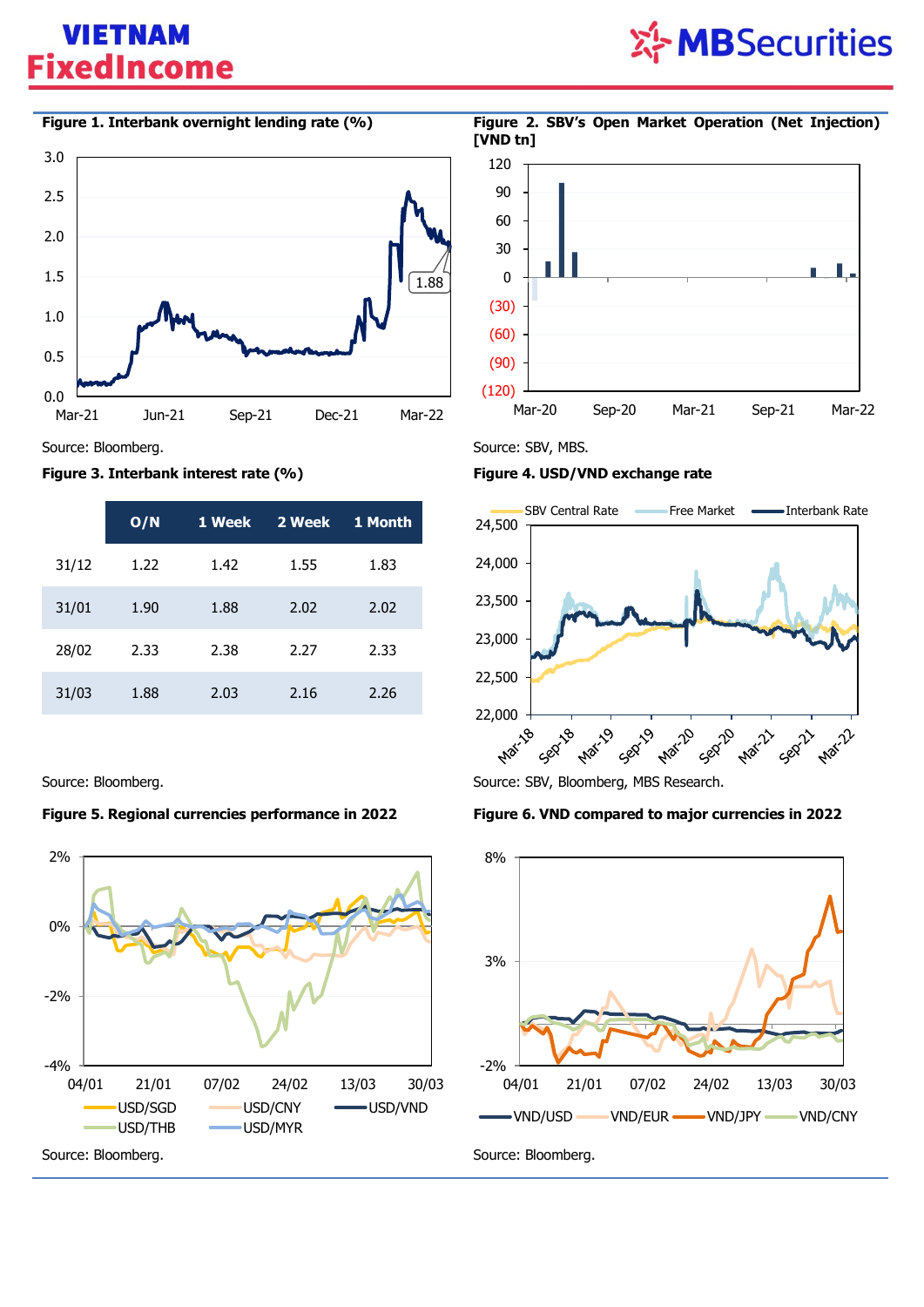**Figure 1. Interbank overnight lending rate (%)**

Source: Bloomberg.

**Figure 2. SBV's Open Market Operation (Net Injection) [VND tn]**

Source: SBV, MBS.

**Figure 3. Interbank interest rate (%)**

| | O/N | 1 Week | 2 Week | 1 Month |
|---|---|---|---|---|
| 31/12 | 1.22 | 1.42 | 1.55 | 1.83 |
| 31/01 | 1.90 | 1.88 | 2.02 | 2.02 |
| 28/02 | 2.33 | 2.38 | 2.27 | 2.33 |
| 31/03 | 1.88 | 2.03 | 2.16 | 2.26 |

Source: Bloomberg.

**Figure 4. USD/VND exchange rate**

Source: SBV, Bloomberg, MBS Research.

**Figure 5. Regional currencies performance in 2022**

Source: Bloomberg.

**Figure 6. VND compared to major currencies in 2022**

Source: Bloomberg.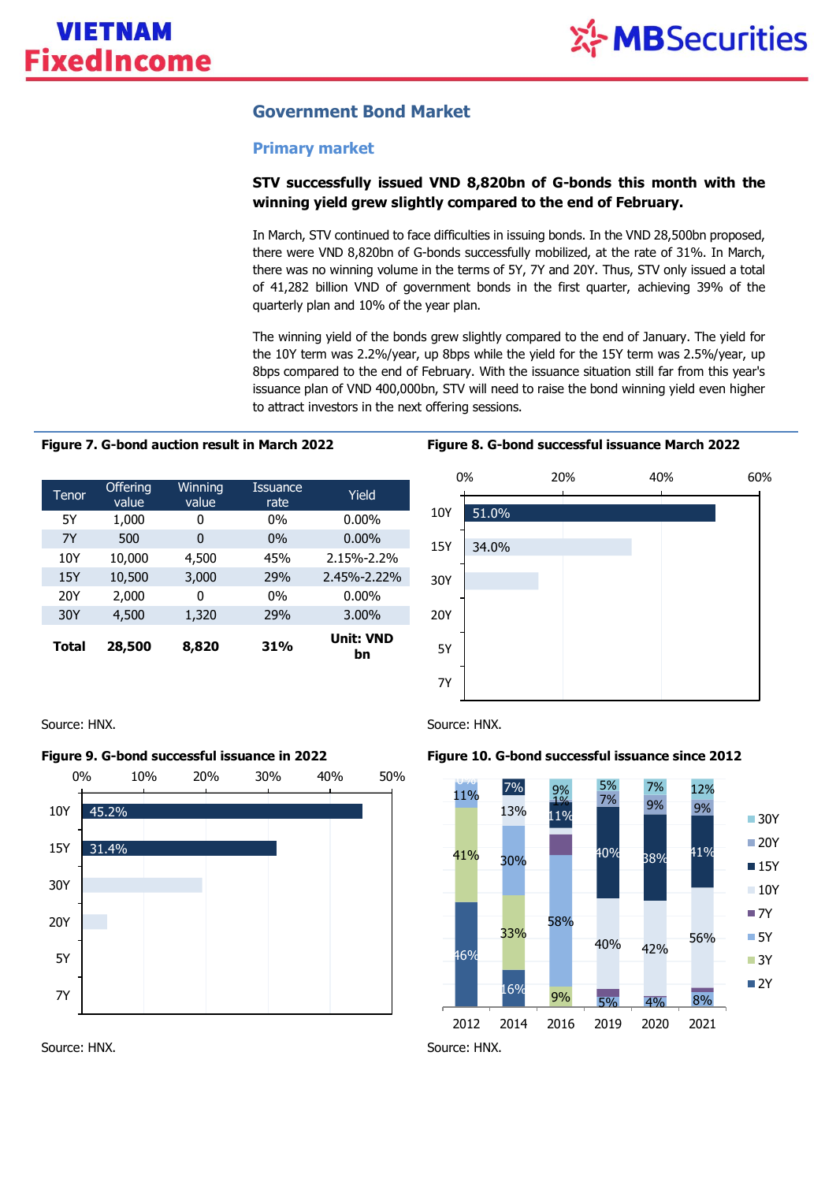## Government Bond Market

### Primary market

**STV successfully issued VND 8,820bn of G-bonds this month with the winning yield grew slightly compared to the end of February.**

In March, STV continued to face difficulties in issuing bonds. In the VND 28,500bn proposed, there were VND 8,820bn of G-bonds successfully mobilized, at the rate of 31%. In March, there was no winning volume in the terms of 5Y, 7Y and 20Y. Thus, STV only issued a total of 41,282 billion VND of government bonds in the first quarter, achieving 39% of the quarterly plan and 10% of the year plan.

The winning yield of the bonds grew slightly compared to the end of January. The yield for the 10Y term was 2.2%/year, up 8bps while the yield for the 15Y term was 2.5%/year, up 8bps compared to the end of February. With the issuance situation still far from this year's issuance plan of VND 400,000bn, STV will need to raise the bond winning yield even higher to attract investors in the next offering sessions.

**Figure 7. G-bond auction result in March 2022**

| Tenor | Offering value | Winning value | Issuance rate | Yield |
|---|---|---|---|---|
| 5Y | 1,000 | 0 | 0% | 0.00% |
| 7Y | 500 | 0 | 0% | 0.00% |
| 10Y | 10,000 | 4,500 | 45% | 2.15%-2.2% |
| 15Y | 10,500 | 3,000 | 29% | 2.45%-2.22% |
| 20Y | 2,000 | 0 | 0% | 0.00% |
| 30Y | 4,500 | 1,320 | 29% | 3.00% |
| **Total** | **28,500** | **8,820** | **31%** | **Unit: VND bn** |

Source: HNX.

**Figure 8. G-bond successful issuance March 2022**

| Tenor | Share |
|---|---|
| 10Y | 51.0% |
| 15Y | 34.0% |
| 30Y | |
| 20Y | |
| 5Y | |
| 7Y | |

Source: HNX.

**Figure 9. G-bond successful issuance in 2022**

| Tenor | Share |
|---|---|
| 10Y | 45.2% |
| 15Y | 31.4% |
| 30Y | |
| 20Y | |
| 5Y | |
| 7Y | |

Source: HNX.

**Figure 10. G-bond successful issuance since 2012**

Source: HNX.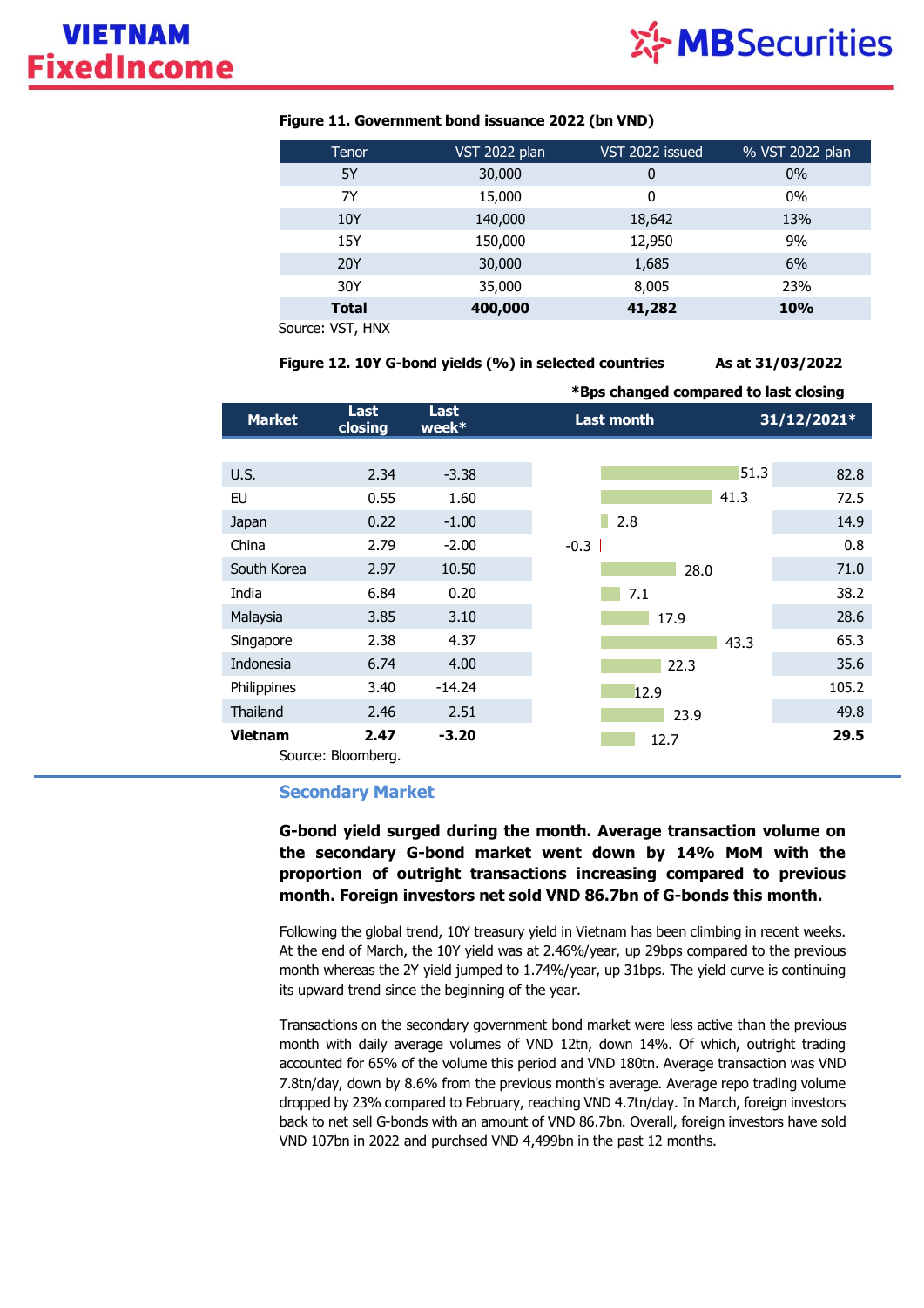**Figure 11. Government bond issuance 2022 (bn VND)**

| Tenor | VST 2022 plan | VST 2022 issued | % VST 2022 plan |
|---|---|---|---|
| 5Y | 30,000 | 0 | 0% |
| 7Y | 15,000 | 0 | 0% |
| 10Y | 140,000 | 18,642 | 13% |
| 15Y | 150,000 | 12,950 | 9% |
| 20Y | 30,000 | 1,685 | 6% |
| 30Y | 35,000 | 8,005 | 23% |
| **Total** | **400,000** | **41,282** | **10%** |

Source: VST, HNX

**Figure 12. 10Y G-bond yields (%) in selected countries** **As at 31/03/2022**

***Bps changed compared to last closing**

| Market | Last closing | Last week* | Last month | 31/12/2021* |
|---|---|---|---|---|
| U.S. | 2.34 | -3.38 | 51.3 | 82.8 |
| EU | 0.55 | 1.60 | 41.3 | 72.5 |
| Japan | 0.22 | -1.00 | 2.8 | 14.9 |
| China | 2.79 | -2.00 | -0.3 | 0.8 |
| South Korea | 2.97 | 10.50 | 28.0 | 71.0 |
| India | 6.84 | 0.20 | 7.1 | 38.2 |
| Malaysia | 3.85 | 3.10 | 17.9 | 28.6 |
| Singapore | 2.38 | 4.37 | 43.3 | 65.3 |
| Indonesia | 6.74 | 4.00 | 22.3 | 35.6 |
| Philippines | 3.40 | -14.24 | 12.9 | 105.2 |
| Thailand | 2.46 | 2.51 | 23.9 | 49.8 |
| **Vietnam** | **2.47** | **-3.20** | 12.7 | **29.5** |

Source: Bloomberg.

## Secondary Market

**G-bond yield surged during the month. Average transaction volume on the secondary G-bond market went down by 14% MoM with the proportion of outright transactions increasing compared to previous month. Foreign investors net sold VND 86.7bn of G-bonds this month.**

Following the global trend, 10Y treasury yield in Vietnam has been climbing in recent weeks. At the end of March, the 10Y yield was at 2.46%/year, up 29bps compared to the previous month whereas the 2Y yield jumped to 1.74%/year, up 31bps. The yield curve is continuing its upward trend since the beginning of the year.

Transactions on the secondary government bond market were less active than the previous month with daily average volumes of VND 12tn, down 14%. Of which, outright trading accounted for 65% of the volume this period and VND 180tn. Average transaction was VND 7.8tn/day, down by 8.6% from the previous month's average. Average repo trading volume dropped by 23% compared to February, reaching VND 4.7tn/day. In March, foreign investors back to net sell G-bonds with an amount of VND 86.7bn. Overall, foreign investors have sold VND 107bn in 2022 and purchsed VND 4,499bn in the past 12 months.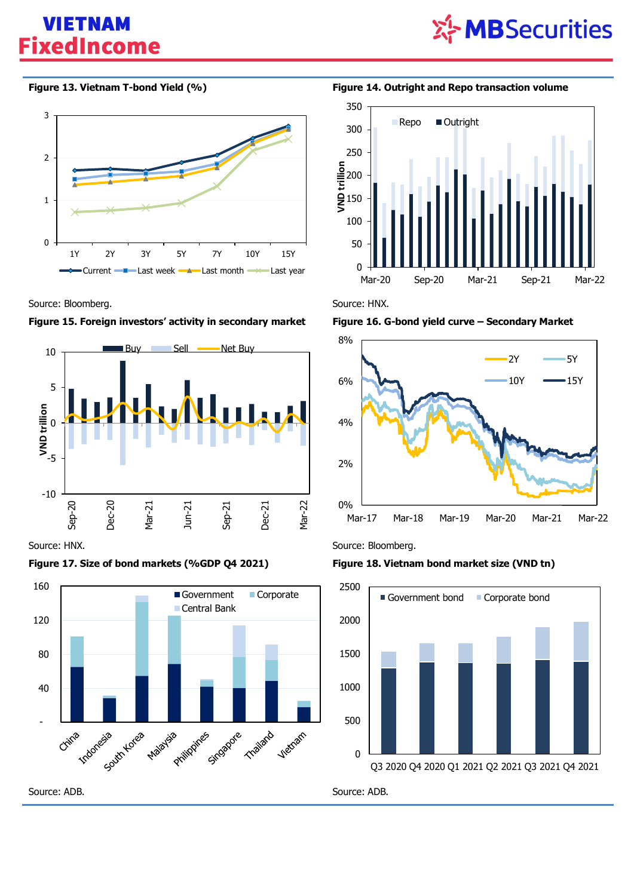**Figure 13. Vietnam T-bond Yield (%)**

Source: Bloomberg.

**Figure 14. Outright and Repo transaction volume**

Source: HNX.

**Figure 15. Foreign investors' activity in secondary market**

Source: HNX.

**Figure 16. G-bond yield curve – Secondary Market**

Source: Bloomberg.

**Figure 17. Size of bond markets (%GDP Q4 2021)**

Source: ADB.

**Figure 18. Vietnam bond market size (VND tn)**

Source: ADB.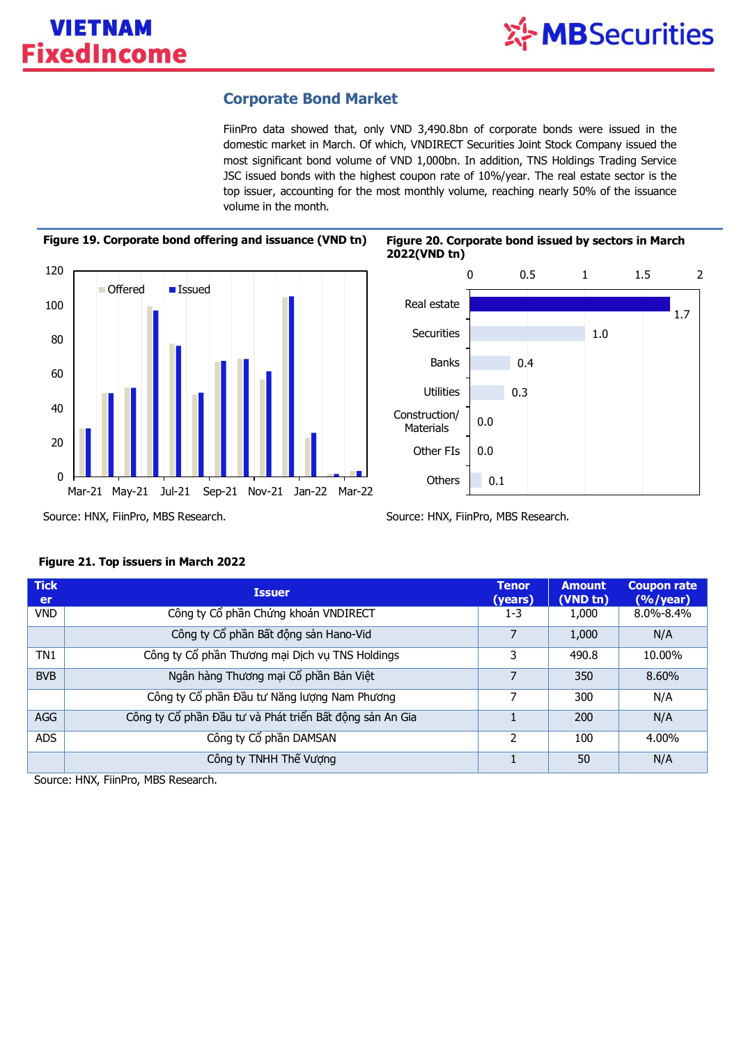## Corporate Bond Market

FiinPro data showed that, only VND 3,490.8bn of corporate bonds were issued in the domestic market in March. Of which, VNDIRECT Securities Joint Stock Company issued the most significant bond volume of VND 1,000bn. In addition, TNS Holdings Trading Service JSC issued bonds with the highest coupon rate of 10%/year. The real estate sector is the top issuer, accounting for the most monthly volume, reaching nearly 50% of the issuance volume in the month.

**Figure 19. Corporate bond offering and issuance (VND tn)**

Source: HNX, FiinPro, MBS Research.

**Figure 20. Corporate bond issued by sectors in March 2022(VND tn)**

| Sector | VND tn |
|---|---|
| Real estate | 1.7 |
| Securities | 1.0 |
| Banks | 0.4 |
| Utilities | 0.3 |
| Construction/ Materials | 0.0 |
| Other FIs | 0.0 |
| Others | 0.1 |

Source: HNX, FiinPro, MBS Research.

**Figure 21. Top issuers in March 2022**

| Ticker | Issuer | Tenor (years) | Amount (VND tn) | Coupon rate (%/year) |
|---|---|---|---|---|
| VND | Công ty Cổ phần Chứng khoán VNDIRECT | 1-3 | 1,000 | 8.0%-8.4% |
| | Công ty Cổ phần Bất động sản Hano-Vid | 7 | 1,000 | N/A |
| TN1 | Công ty Cổ phần Thương mại Dịch vụ TNS Holdings | 3 | 490.8 | 10.00% |
| BVB | Ngân hàng Thương mại Cổ phần Bản Việt | 7 | 350 | 8.60% |
| | Công ty Cổ phần Đầu tư Năng lượng Nam Phương | 7 | 300 | N/A |
| AGG | Công ty Cổ phần Đầu tư và Phát triển Bất động sản An Gia | 1 | 200 | N/A |
| ADS | Công ty Cổ phần DAMSAN | 2 | 100 | 4.00% |
| | Công ty TNHH Thế Vượng | 1 | 50 | N/A |

Source: HNX, FiinPro, MBS Research.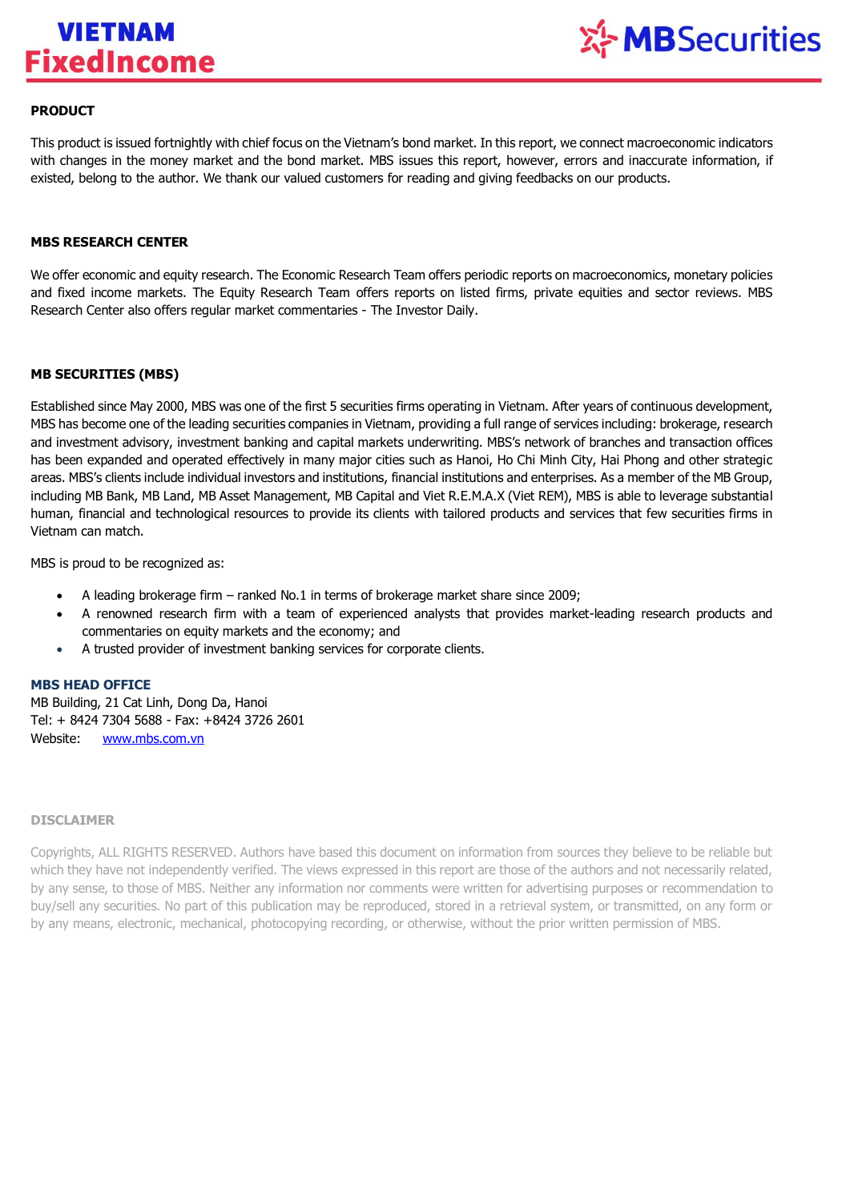## PRODUCT

This product is issued fortnightly with chief focus on the Vietnam's bond market. In this report, we connect macroeconomic indicators with changes in the money market and the bond market. MBS issues this report, however, errors and inaccurate information, if existed, belong to the author. We thank our valued customers for reading and giving feedbacks on our products.

## MBS RESEARCH CENTER

We offer economic and equity research. The Economic Research Team offers periodic reports on macroeconomics, monetary policies and fixed income markets. The Equity Research Team offers reports on listed firms, private equities and sector reviews. MBS Research Center also offers regular market commentaries - The Investor Daily.

## MB SECURITIES (MBS)

Established since May 2000, MBS was one of the first 5 securities firms operating in Vietnam. After years of continuous development, MBS has become one of the leading securities companies in Vietnam, providing a full range of services including: brokerage, research and investment advisory, investment banking and capital markets underwriting. MBS's network of branches and transaction offices has been expanded and operated effectively in many major cities such as Hanoi, Ho Chi Minh City, Hai Phong and other strategic areas. MBS's clients include individual investors and institutions, financial institutions and enterprises. As a member of the MB Group, including MB Bank, MB Land, MB Asset Management, MB Capital and Viet R.E.M.A.X (Viet REM), MBS is able to leverage substantial human, financial and technological resources to provide its clients with tailored products and services that few securities firms in Vietnam can match.

MBS is proud to be recognized as:

- A leading brokerage firm – ranked No.1 in terms of brokerage market share since 2009;
- A renowned research firm with a team of experienced analysts that provides market-leading research products and commentaries on equity markets and the economy; and
- A trusted provider of investment banking services for corporate clients.

**MBS HEAD OFFICE**
MB Building, 21 Cat Linh, Dong Da, Hanoi
Tel: + 8424 7304 5688 - Fax: +8424 3726 2601
Website: www.mbs.com.vn

## DISCLAIMER

Copyrights, ALL RIGHTS RESERVED. Authors have based this document on information from sources they believe to be reliable but which they have not independently verified. The views expressed in this report are those of the authors and not necessarily related, by any sense, to those of MBS. Neither any information nor comments were written for advertising purposes or recommendation to buy/sell any securities. No part of this publication may be reproduced, stored in a retrieval system, or transmitted, on any form or by any means, electronic, mechanical, photocopying recording, or otherwise, without the prior written permission of MBS.